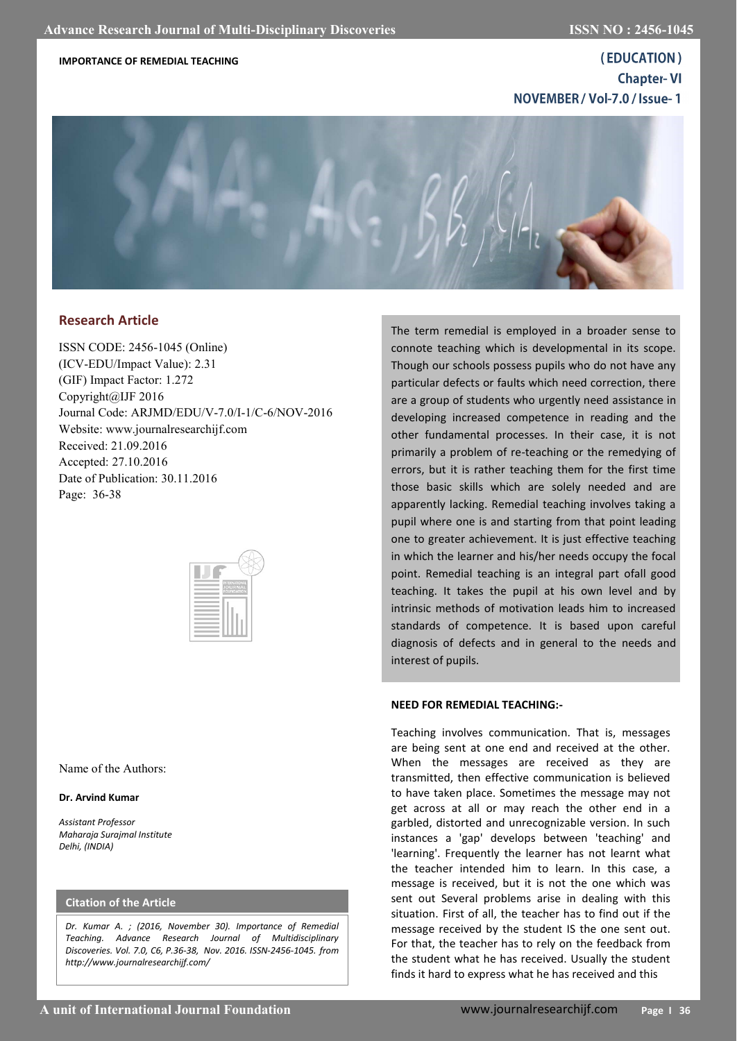IMPORTANCE OF REMEDIAL TEACHING

**( EDUCATION )**
**Chapter- VI**

## Research Article

ISSN CODE: 2456-1045 (Online)
(ICV-EDU/Impact Value): 2.31
(GIF) Impact Factor: 1.272
Copyright@IJF 2016
Journal Code: ARJMD/EDU/V-7.0/I-1/C-6/NOV-2016
Website: www.journalresearchijf.com
Received: 21.09.2016
Accepted: 27.10.2016
Date of Publication: 30.11.2016
Page: 36-38

Name of the Authors:

**Dr. Arvind Kumar**

*Assistant Professor*
*Maharaja Surajmal Institute*
*Delhi, (INDIA)*

**Citation of the Article**

*Dr. Kumar A. ; (2016, November 30). Importance of Remedial Teaching. Advance Research Journal of Multidisciplinary Discoveries. Vol. 7.0, C6, P.36-38, Nov. 2016. ISSN-2456-1045. from http://www.journalresearchijf.com/*

The term remedial is employed in a broader sense to connote teaching which is developmental in its scope. Though our schools possess pupils who do not have any particular defects or faults which need correction, there are a group of students who urgently need assistance in developing increased competence in reading and the other fundamental processes. In their case, it is not primarily a problem of re-teaching or the remedying of errors, but it is rather teaching them for the first time those basic skills which are solely needed and are apparently lacking. Remedial teaching involves taking a pupil where one is and starting from that point leading one to greater achievement. It is just effective teaching in which the learner and his/her needs occupy the focal point. Remedial teaching is an integral part ofall good teaching. It takes the pupil at his own level and by intrinsic methods of motivation leads him to increased standards of competence. It is based upon careful diagnosis of defects and in general to the needs and interest of pupils.

**NEED FOR REMEDIAL TEACHING:-**

Teaching involves communication. That is, messages are being sent at one end and received at the other. When the messages are received as they are transmitted, then effective communication is believed to have taken place. Sometimes the message may not get across at all or may reach the other end in a garbled, distorted and unrecognizable version. In such instances a 'gap' develops between 'teaching' and 'learning'. Frequently the learner has not learnt what the teacher intended him to learn. In this case, a message is received, but it is not the one which was sent out Several problems arise in dealing with this situation. First of all, the teacher has to find out if the message received by the student IS the one sent out. For that, the teacher has to rely on the feedback from the student what he has received. Usually the student finds it hard to express what he has received and this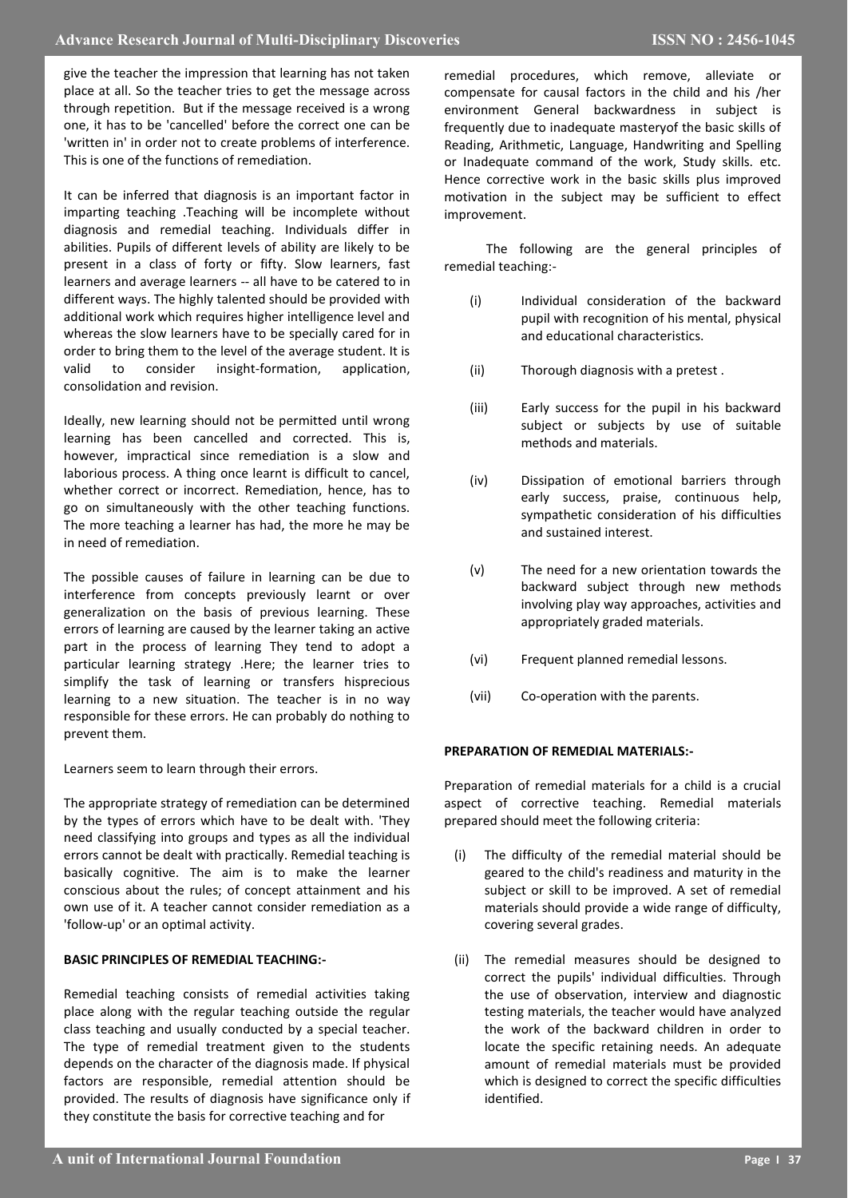give the teacher the impression that learning has not taken place at all. So the teacher tries to get the message across through repetition. But if the message received is a wrong one, it has to be 'cancelled' before the correct one can be 'written in' in order not to create problems of interference. This is one of the functions of remediation.

It can be inferred that diagnosis is an important factor in imparting teaching .Teaching will be incomplete without diagnosis and remedial teaching. Individuals differ in abilities. Pupils of different levels of ability are likely to be present in a class of forty or fifty. Slow learners, fast learners and average learners -- all have to be catered to in different ways. The highly talented should be provided with additional work which requires higher intelligence level and whereas the slow learners have to be specially cared for in order to bring them to the level of the average student. It is valid to consider insight-formation, application, consolidation and revision.

Ideally, new learning should not be permitted until wrong learning has been cancelled and corrected. This is, however, impractical since remediation is a slow and laborious process. A thing once learnt is difficult to cancel, whether correct or incorrect. Remediation, hence, has to go on simultaneously with the other teaching functions. The more teaching a learner has had, the more he may be in need of remediation.

The possible causes of failure in learning can be due to interference from concepts previously learnt or over generalization on the basis of previous learning. These errors of learning are caused by the learner taking an active part in the process of learning They tend to adopt a particular learning strategy .Here; the learner tries to simplify the task of learning or transfers hisprecious learning to a new situation. The teacher is in no way responsible for these errors. He can probably do nothing to prevent them.

Learners seem to learn through their errors.

The appropriate strategy of remediation can be determined by the types of errors which have to be dealt with. 'They need classifying into groups and types as all the individual errors cannot be dealt with practically. Remedial teaching is basically cognitive. The aim is to make the learner conscious about the rules; of concept attainment and his own use of it. A teacher cannot consider remediation as a 'follow-up' or an optimal activity.

**BASIC PRINCIPLES OF REMEDIAL TEACHING:-**

Remedial teaching consists of remedial activities taking place along with the regular teaching outside the regular class teaching and usually conducted by a special teacher. The type of remedial treatment given to the students depends on the character of the diagnosis made. If physical factors are responsible, remedial attention should be provided. The results of diagnosis have significance only if they constitute the basis for corrective teaching and for remedial procedures, which remove, alleviate or compensate for causal factors in the child and his /her environment General backwardness in subject is frequently due to inadequate masteryof the basic skills of Reading, Arithmetic, Language, Handwriting and Spelling or Inadequate command of the work, Study skills. etc. Hence corrective work in the basic skills plus improved motivation in the subject may be sufficient to effect improvement.

The following are the general principles of remedial teaching:-

(i) Individual consideration of the backward pupil with recognition of his mental, physical and educational characteristics.

(ii) Thorough diagnosis with a pretest .

(iii) Early success for the pupil in his backward subject or subjects by use of suitable methods and materials.

(iv) Dissipation of emotional barriers through early success, praise, continuous help, sympathetic consideration of his difficulties and sustained interest.

(v) The need for a new orientation towards the backward subject through new methods involving play way approaches, activities and appropriately graded materials.

(vi) Frequent planned remedial lessons.

(vii) Co-operation with the parents.

**PREPARATION OF REMEDIAL MATERIALS:-**

Preparation of remedial materials for a child is a crucial aspect of corrective teaching. Remedial materials prepared should meet the following criteria:

(i) The difficulty of the remedial material should be geared to the child's readiness and maturity in the subject or skill to be improved. A set of remedial materials should provide a wide range of difficulty, covering several grades.

(ii) The remedial measures should be designed to correct the pupils' individual difficulties. Through the use of observation, interview and diagnostic testing materials, the teacher would have analyzed the work of the backward children in order to locate the specific retaining needs. An adequate amount of remedial materials must be provided which is designed to correct the specific difficulties identified.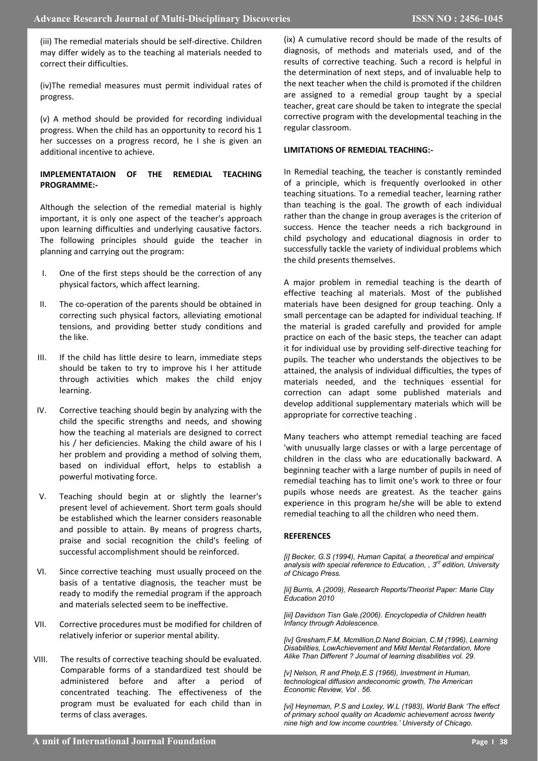(iii) The remedial materials should be self-directive. Children may differ widely as to the teaching al materials needed to correct their difficulties.

(iv)The remedial measures must permit individual rates of progress.

(v) A method should be provided for recording individual progress. When the child has an opportunity to record his 1 her successes on a progress record, he I she is given an additional incentive to achieve.

**IMPLEMENTATAION OF THE REMEDIAL TEACHING PROGRAMME:-**

Although the selection of the remedial material is highly important, it is only one aspect of the teacher's approach upon learning difficulties and underlying causative factors. The following principles should guide the teacher in planning and carrying out the program:

I. One of the first steps should be the correction of any physical factors, which affect learning.

II. The co-operation of the parents should be obtained in correcting such physical factors, alleviating emotional tensions, and providing better study conditions and the like.

III. If the child has little desire to learn, immediate steps should be taken to try to improve his I her attitude through activities which makes the child enjoy learning.

IV. Corrective teaching should begin by analyzing with the child the specific strengths and needs, and showing how the teaching al materials are designed to correct his / her deficiencies. Making the child aware of his I her problem and providing a method of solving them, based on individual effort, helps to establish a powerful motivating force.

V. Teaching should begin at or slightly the learner's present level of achievement. Short term goals should be established which the learner considers reasonable and possible to attain. By means of progress charts, praise and social recognition the child's feeling of successful accomplishment should be reinforced.

VI. Since corrective teaching must usually proceed on the basis of a tentative diagnosis, the teacher must be ready to modify the remedial program if the approach and materials selected seem to be ineffective.

VII. Corrective procedures must be modified for children of relatively inferior or superior mental ability.

VIII. The results of corrective teaching should be evaluated. Comparable forms of a standardized test should be administered before and after a period of concentrated teaching. The effectiveness of the program must be evaluated for each child than in terms of class averages.

(ix) A cumulative record should be made of the results of diagnosis, of methods and materials used, and of the results of corrective teaching. Such a record is helpful in the determination of next steps, and of invaluable help to the next teacher when the child is promoted if the children are assigned to a remedial group taught by a special teacher, great care should be taken to integrate the special corrective program with the developmental teaching in the regular classroom.

**LIMITATIONS OF REMEDIAL TEACHING:-**

In Remedial teaching, the teacher is constantly reminded of a principle, which is frequently overlooked in other teaching situations. To a remedial teacher, learning rather than teaching is the goal. The growth of each individual rather than the change in group averages is the criterion of success. Hence the teacher needs a rich background in child psychology and educational diagnosis in order to successfully tackle the variety of individual problems which the child presents themselves.

A major problem in remedial teaching is the dearth of effective teaching al materials. Most of the published materials have been designed for group teaching. Only a small percentage can be adapted for individual teaching. If the material is graded carefully and provided for ample practice on each of the basic steps, the teacher can adapt it for individual use by providing self-directive teaching for pupils. The teacher who understands the objectives to be attained, the analysis of individual difficulties, the types of materials needed, and the techniques essential for correction can adapt some published materials and develop additional supplementary materials which will be appropriate for corrective teaching .

Many teachers who attempt remedial teaching are faced 'with unusually large classes or with a large percentage of children in the class who are educationally backward. A beginning teacher with a large number of pupils in need of remedial teaching has to limit one's work to three or four pupils whose needs are greatest. As the teacher gains experience in this program he/she will be able to extend remedial teaching to all the children who need them.

**REFERENCES**

*[i] Becker, G.S (1994), Human Capital, a theoretical and empirical analysis with special reference to Education, , 3rd edition, University of Chicago Press.*

*[ii] Burris, A (2009), Research Reports/Theorist Paper: Marie Clay Education 2010*

*[iii] Davidson Tisn Gale.(2006). Encyclopedia of Children health Infancy through Adolescence.*

*[iv] Gresham,F.M, Mcmillion,D.Nand Boician, C.M (1996), Learning Disabilities, LowAchievement and Mild Mental Retardation, More Alike Than Different ? Journal of learning disabilities vol. 29.*

*[v] Nelson, R and Phelp,E.S (1966), Investment in Human, technological diffusion andeconomic growth, The American Economic Review, Vol . 56.*

*[vi] Heyneman, P.S and Loxley, W.L (1983), World Bank 'The effect of primary school quality on Academic achievement across twenty nine high and low income countries.' University of Chicago.*